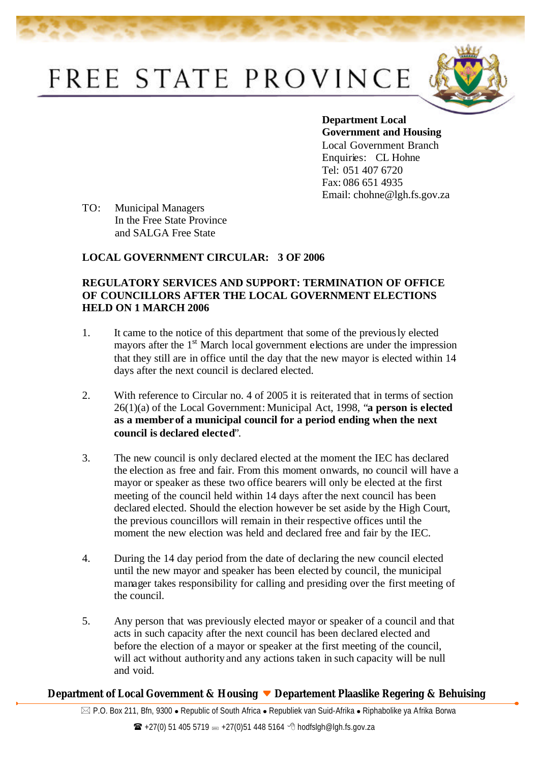# FREE STATE PROVINCE

**Department Local Government and Housing**
Local Government Branch
Enquiries: CL Hohne
Tel: 051 407 6720
Fax: 086 651 4935
Email: chohne@lgh.fs.gov.za

TO: Municipal Managers
In the Free State Province
and SALGA Free State

**LOCAL GOVERNMENT CIRCULAR: 3 OF 2006**

**REGULATORY SERVICES AND SUPPORT: TERMINATION OF OFFICE OF COUNCILLORS AFTER THE LOCAL GOVERNMENT ELECTIONS HELD ON 1 MARCH 2006**

1. It came to the notice of this department that some of the previously elected mayors after the 1st March local government elections are under the impression that they still are in office until the day that the new mayor is elected within 14 days after the next council is declared elected.

2. With reference to Circular no. 4 of 2005 it is reiterated that in terms of section 26(1)(a) of the Local Government: Municipal Act, 1998, "**a person is elected as a member of a municipal council for a period ending when the next council is declared elected**".

3. The new council is only declared elected at the moment the IEC has declared the election as free and fair. From this moment onwards, no council will have a mayor or speaker as these two office bearers will only be elected at the first meeting of the council held within 14 days after the next council has been declared elected. Should the election however be set aside by the High Court, the previous councillors will remain in their respective offices until the moment the new election was held and declared free and fair by the IEC.

4. During the 14 day period from the date of declaring the new council elected until the new mayor and speaker has been elected by council, the municipal manager takes responsibility for calling and presiding over the first meeting of the council.

5. Any person that was previously elected mayor or speaker of a council and that acts in such capacity after the next council has been declared elected and before the election of a mayor or speaker at the first meeting of the council, will act without authority and any actions taken in such capacity will be null and void.

**Department of Local Government & Housing ▼ Departement Plaaslike Regering & Behuising**

P.O. Box 211, Bfn, 9300 • Republic of South Africa • Republiek van Suid-Afrika • Riphabolike ya Afrika Borwa

+27(0) 51 405 5719 +27(0)51 448 5164 hodfslgh@lgh.fs.gov.za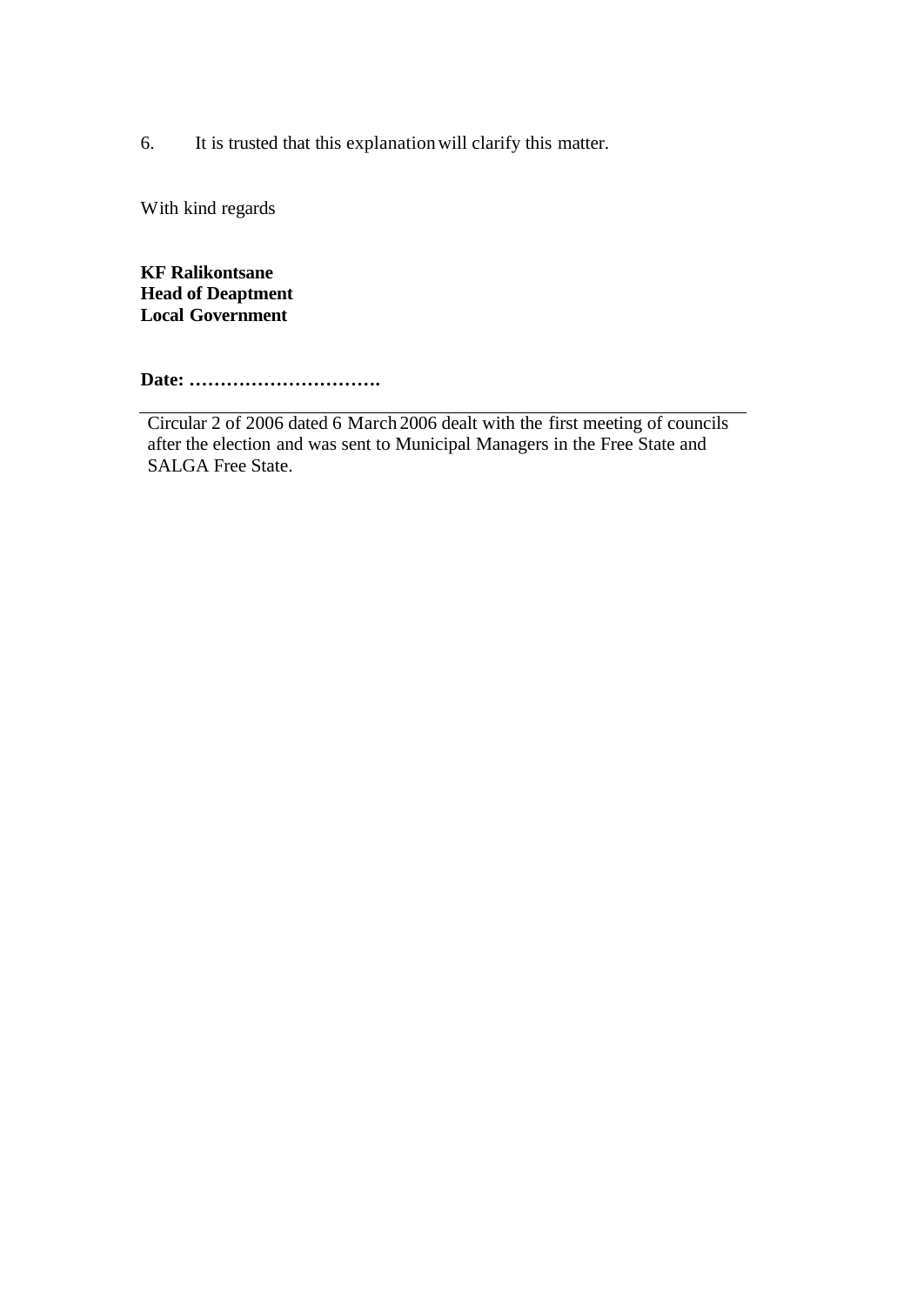6. It is trusted that this explanation will clarify this matter.

With kind regards

**KF Ralikontsane**
**Head of Deaptment**
**Local Government**

**Date: ………………………….**

---

Circular 2 of 2006 dated 6 March 2006 dealt with the first meeting of councils after the election and was sent to Municipal Managers in the Free State and SALGA Free State.